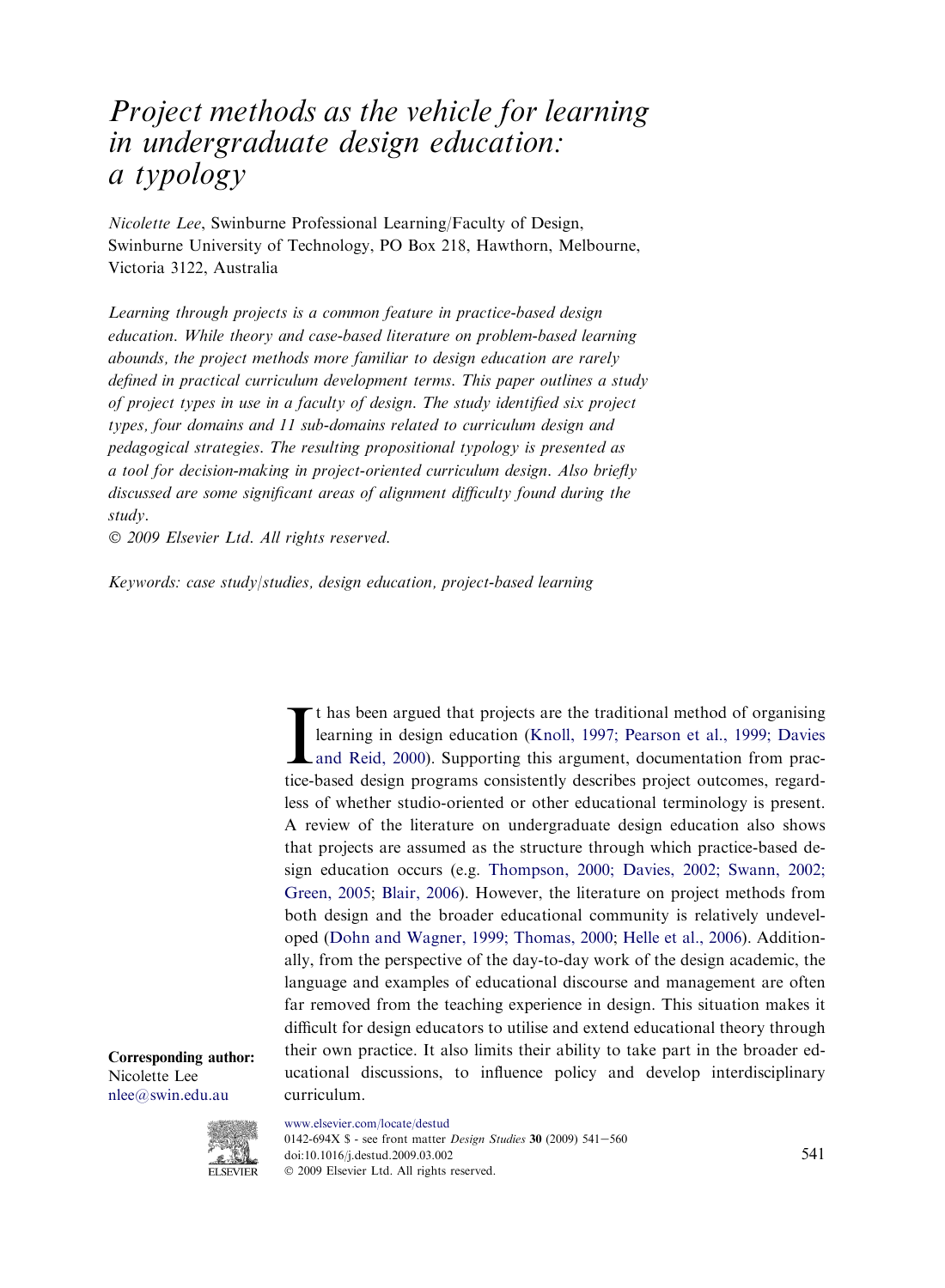# Project methods as the vehicle for learning in undergraduate design education: a typology

*Nicolette Lee*, Swinburne Professional Learning/Faculty of Design, Swinburne University of Technology, PO Box 218, Hawthorn, Melbourne, Victoria 3122, Australia

*Learning through projects is a common feature in practice-based design education. While theory and case-based literature on problem-based learning abounds, the project methods more familiar to design education are rarely defined in practical curriculum development terms. This paper outlines a study of project types in use in a faculty of design. The study identified six project types, four domains and 11 sub-domains related to curriculum design and pedagogical strategies. The resulting propositional typology is presented as a tool for decision-making in project-oriented curriculum design. Also briefly discussed are some significant areas of alignment difficulty found during the study.*

*© 2009 Elsevier Ltd. All rights reserved.*

*Keywords: case study/studies, design education, project-based learning*

It has been argued that projects are the traditional method of organising learning in design education (Knoll, 1997; Pearson et al., 1999; Davies and Reid, 2000). Supporting this argument, documentation from practice-based design programs consistently describes project outcomes, regardless of whether studio-oriented or other educational terminology is present. A review of the literature on undergraduate design education also shows that projects are assumed as the structure through which practice-based design education occurs (e.g. Thompson, 2000; Davies, 2002; Swann, 2002; Green, 2005; Blair, 2006). However, the literature on project methods from both design and the broader educational community is relatively undeveloped (Dohn and Wagner, 1999; Thomas, 2000; Helle et al., 2006). Additionally, from the perspective of the day-to-day work of the design academic, the language and examples of educational discourse and management are often far removed from the teaching experience in design. This situation makes it difficult for design educators to utilise and extend educational theory through their own practice. It also limits their ability to take part in the broader educational discussions, to influence policy and develop interdisciplinary curriculum.

**Corresponding author:**
Nicolette Lee
nlee@swin.edu.au

www.elsevier.com/locate/destud
0142-694X $ - see front matter *Design Studies* **30** (2009) 541–560
doi:10.1016/j.destud.2009.03.002
© 2009 Elsevier Ltd. All rights reserved.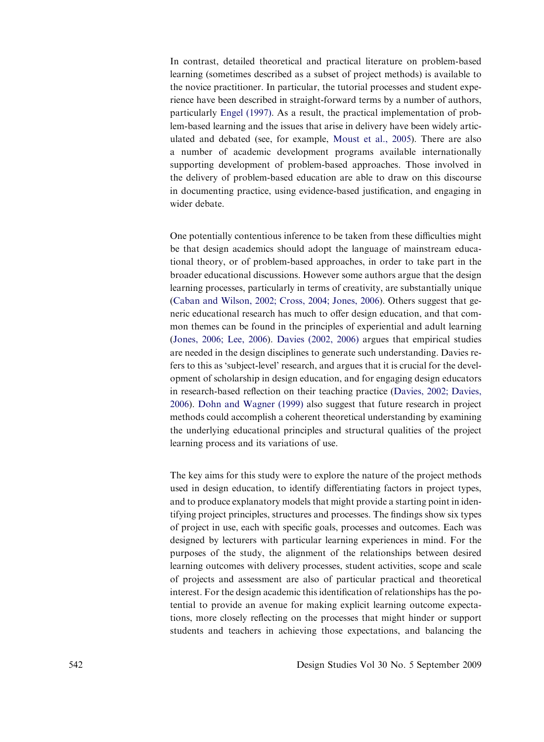In contrast, detailed theoretical and practical literature on problem-based learning (sometimes described as a subset of project methods) is available to the novice practitioner. In particular, the tutorial processes and student experience have been described in straight-forward terms by a number of authors, particularly Engel (1997). As a result, the practical implementation of problem-based learning and the issues that arise in delivery have been widely articulated and debated (see, for example, Moust et al., 2005). There are also a number of academic development programs available internationally supporting development of problem-based approaches. Those involved in the delivery of problem-based education are able to draw on this discourse in documenting practice, using evidence-based justification, and engaging in wider debate.

One potentially contentious inference to be taken from these difficulties might be that design academics should adopt the language of mainstream educational theory, or of problem-based approaches, in order to take part in the broader educational discussions. However some authors argue that the design learning processes, particularly in terms of creativity, are substantially unique (Caban and Wilson, 2002; Cross, 2004; Jones, 2006). Others suggest that generic educational research has much to offer design education, and that common themes can be found in the principles of experiential and adult learning (Jones, 2006; Lee, 2006). Davies (2002, 2006) argues that empirical studies are needed in the design disciplines to generate such understanding. Davies refers to this as 'subject-level' research, and argues that it is crucial for the development of scholarship in design education, and for engaging design educators in research-based reflection on their teaching practice (Davies, 2002; Davies, 2006). Dohn and Wagner (1999) also suggest that future research in project methods could accomplish a coherent theoretical understanding by examining the underlying educational principles and structural qualities of the project learning process and its variations of use.

The key aims for this study were to explore the nature of the project methods used in design education, to identify differentiating factors in project types, and to produce explanatory models that might provide a starting point in identifying project principles, structures and processes. The findings show six types of project in use, each with specific goals, processes and outcomes. Each was designed by lecturers with particular learning experiences in mind. For the purposes of the study, the alignment of the relationships between desired learning outcomes with delivery processes, student activities, scope and scale of projects and assessment are also of particular practical and theoretical interest. For the design academic this identification of relationships has the potential to provide an avenue for making explicit learning outcome expectations, more closely reflecting on the processes that might hinder or support students and teachers in achieving those expectations, and balancing the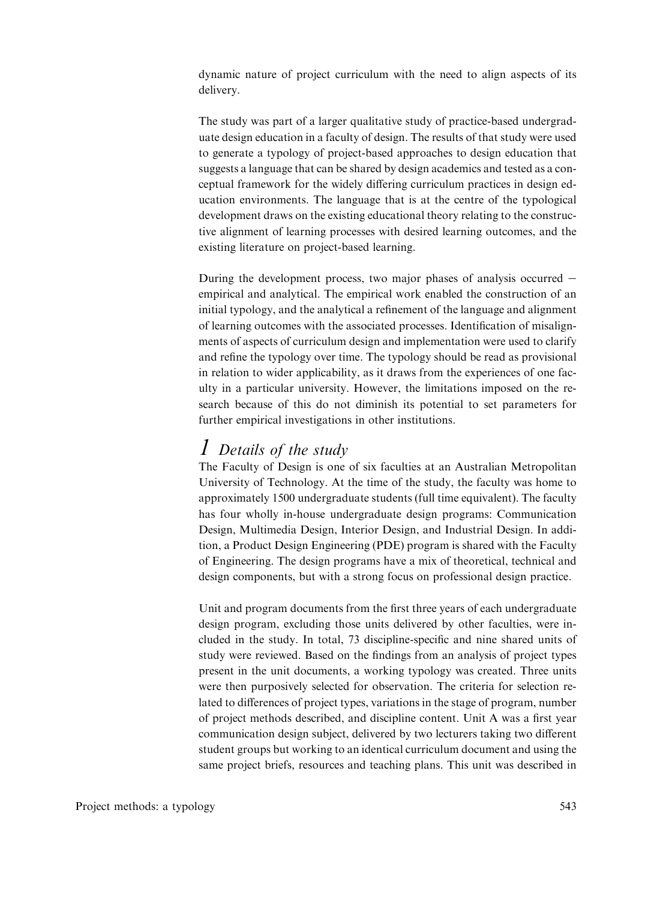dynamic nature of project curriculum with the need to align aspects of its delivery.

The study was part of a larger qualitative study of practice-based undergraduate design education in a faculty of design. The results of that study were used to generate a typology of project-based approaches to design education that suggests a language that can be shared by design academics and tested as a conceptual framework for the widely differing curriculum practices in design education environments. The language that is at the centre of the typological development draws on the existing educational theory relating to the constructive alignment of learning processes with desired learning outcomes, and the existing literature on project-based learning.

During the development process, two major phases of analysis occurred – empirical and analytical. The empirical work enabled the construction of an initial typology, and the analytical a refinement of the language and alignment of learning outcomes with the associated processes. Identification of misalignments of aspects of curriculum design and implementation were used to clarify and refine the typology over time. The typology should be read as provisional in relation to wider applicability, as it draws from the experiences of one faculty in a particular university. However, the limitations imposed on the research because of this do not diminish its potential to set parameters for further empirical investigations in other institutions.

# 1 *Details of the study*

The Faculty of Design is one of six faculties at an Australian Metropolitan University of Technology. At the time of the study, the faculty was home to approximately 1500 undergraduate students (full time equivalent). The faculty has four wholly in-house undergraduate design programs: Communication Design, Multimedia Design, Interior Design, and Industrial Design. In addition, a Product Design Engineering (PDE) program is shared with the Faculty of Engineering. The design programs have a mix of theoretical, technical and design components, but with a strong focus on professional design practice.

Unit and program documents from the first three years of each undergraduate design program, excluding those units delivered by other faculties, were included in the study. In total, 73 discipline-specific and nine shared units of study were reviewed. Based on the findings from an analysis of project types present in the unit documents, a working typology was created. Three units were then purposively selected for observation. The criteria for selection related to differences of project types, variations in the stage of program, number of project methods described, and discipline content. Unit A was a first year communication design subject, delivered by two lecturers taking two different student groups but working to an identical curriculum document and using the same project briefs, resources and teaching plans. This unit was described in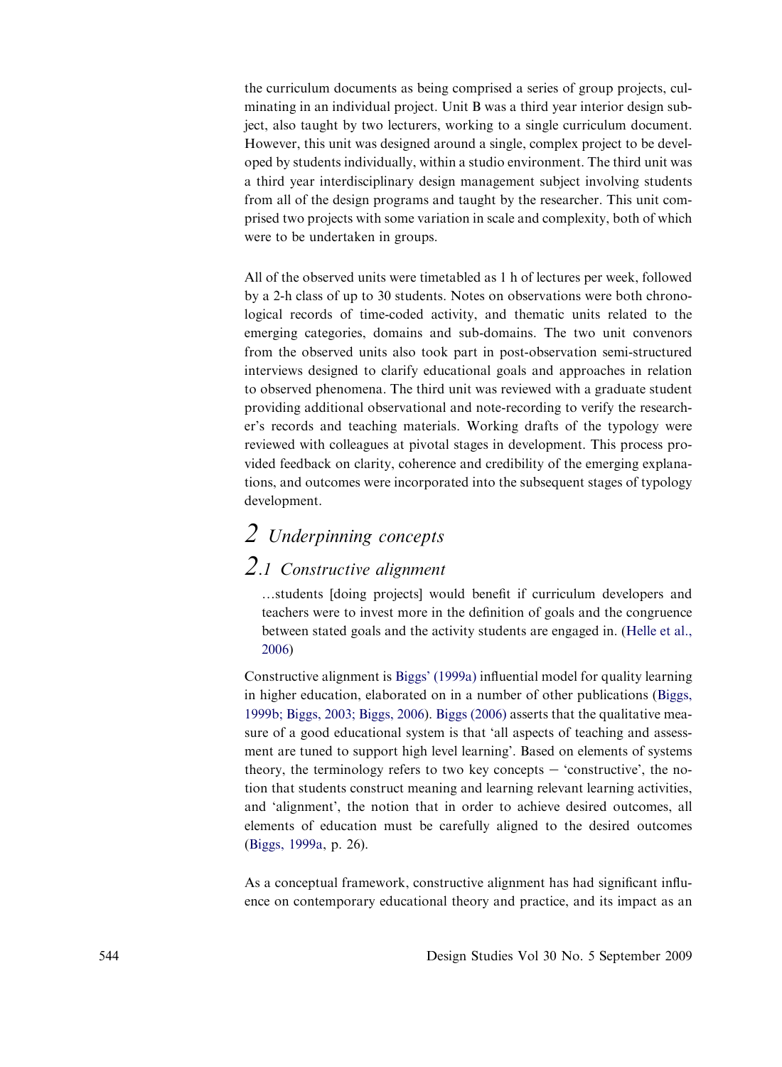the curriculum documents as being comprised a series of group projects, culminating in an individual project. Unit B was a third year interior design subject, also taught by two lecturers, working to a single curriculum document. However, this unit was designed around a single, complex project to be developed by students individually, within a studio environment. The third unit was a third year interdisciplinary design management subject involving students from all of the design programs and taught by the researcher. This unit comprised two projects with some variation in scale and complexity, both of which were to be undertaken in groups.

All of the observed units were timetabled as 1 h of lectures per week, followed by a 2-h class of up to 30 students. Notes on observations were both chronological records of time-coded activity, and thematic units related to the emerging categories, domains and sub-domains. The two unit convenors from the observed units also took part in post-observation semi-structured interviews designed to clarify educational goals and approaches in relation to observed phenomena. The third unit was reviewed with a graduate student providing additional observational and note-recording to verify the researcher's records and teaching materials. Working drafts of the typology were reviewed with colleagues at pivotal stages in development. This process provided feedback on clarity, coherence and credibility of the emerging explanations, and outcomes were incorporated into the subsequent stages of typology development.

# 2 Underpinning concepts

## 2.1 Constructive alignment

> …students [doing projects] would benefit if curriculum developers and teachers were to invest more in the definition of goals and the congruence between stated goals and the activity students are engaged in. (Helle et al., 2006)

Constructive alignment is Biggs' (1999a) influential model for quality learning in higher education, elaborated on in a number of other publications (Biggs, 1999b; Biggs, 2003; Biggs, 2006). Biggs (2006) asserts that the qualitative measure of a good educational system is that 'all aspects of teaching and assessment are tuned to support high level learning'. Based on elements of systems theory, the terminology refers to two key concepts – 'constructive', the notion that students construct meaning and learning relevant learning activities, and 'alignment', the notion that in order to achieve desired outcomes, all elements of education must be carefully aligned to the desired outcomes (Biggs, 1999a, p. 26).

As a conceptual framework, constructive alignment has had significant influence on contemporary educational theory and practice, and its impact as an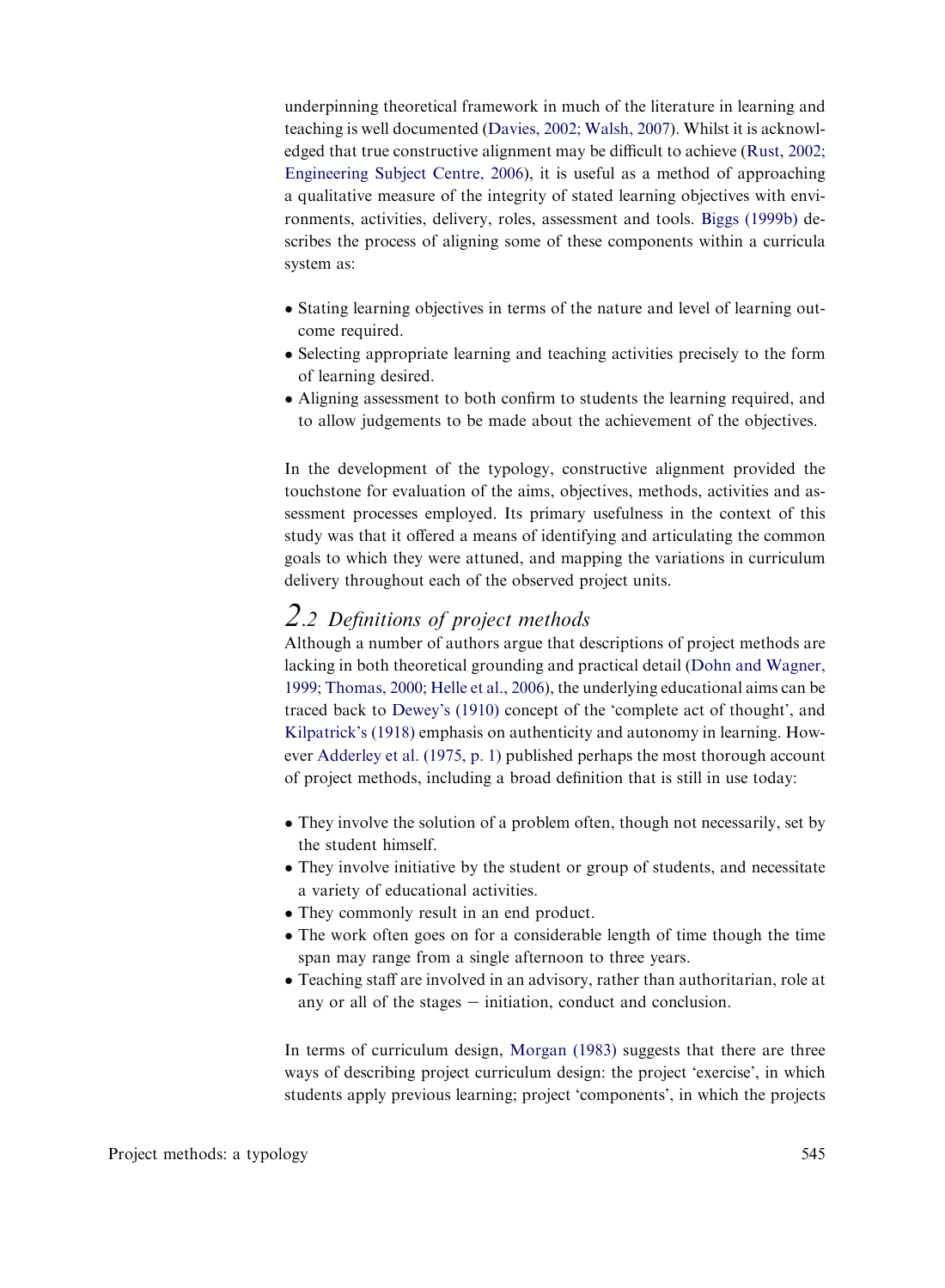underpinning theoretical framework in much of the literature in learning and teaching is well documented (Davies, 2002; Walsh, 2007). Whilst it is acknowledged that true constructive alignment may be difficult to achieve (Rust, 2002; Engineering Subject Centre, 2006), it is useful as a method of approaching a qualitative measure of the integrity of stated learning objectives with environments, activities, delivery, roles, assessment and tools. Biggs (1999b) describes the process of aligning some of these components within a curricula system as:

- Stating learning objectives in terms of the nature and level of learning outcome required.
- Selecting appropriate learning and teaching activities precisely to the form of learning desired.
- Aligning assessment to both confirm to students the learning required, and to allow judgements to be made about the achievement of the objectives.

In the development of the typology, constructive alignment provided the touchstone for evaluation of the aims, objectives, methods, activities and assessment processes employed. Its primary usefulness in the context of this study was that it offered a means of identifying and articulating the common goals to which they were attuned, and mapping the variations in curriculum delivery throughout each of the observed project units.

## 2.2 Definitions of project methods

Although a number of authors argue that descriptions of project methods are lacking in both theoretical grounding and practical detail (Dohn and Wagner, 1999; Thomas, 2000; Helle et al., 2006), the underlying educational aims can be traced back to Dewey's (1910) concept of the 'complete act of thought', and Kilpatrick's (1918) emphasis on authenticity and autonomy in learning. However Adderley et al. (1975, p. 1) published perhaps the most thorough account of project methods, including a broad definition that is still in use today:

- They involve the solution of a problem often, though not necessarily, set by the student himself.
- They involve initiative by the student or group of students, and necessitate a variety of educational activities.
- They commonly result in an end product.
- The work often goes on for a considerable length of time though the time span may range from a single afternoon to three years.
- Teaching staff are involved in an advisory, rather than authoritarian, role at any or all of the stages – initiation, conduct and conclusion.

In terms of curriculum design, Morgan (1983) suggests that there are three ways of describing project curriculum design: the project 'exercise', in which students apply previous learning; project 'components', in which the projects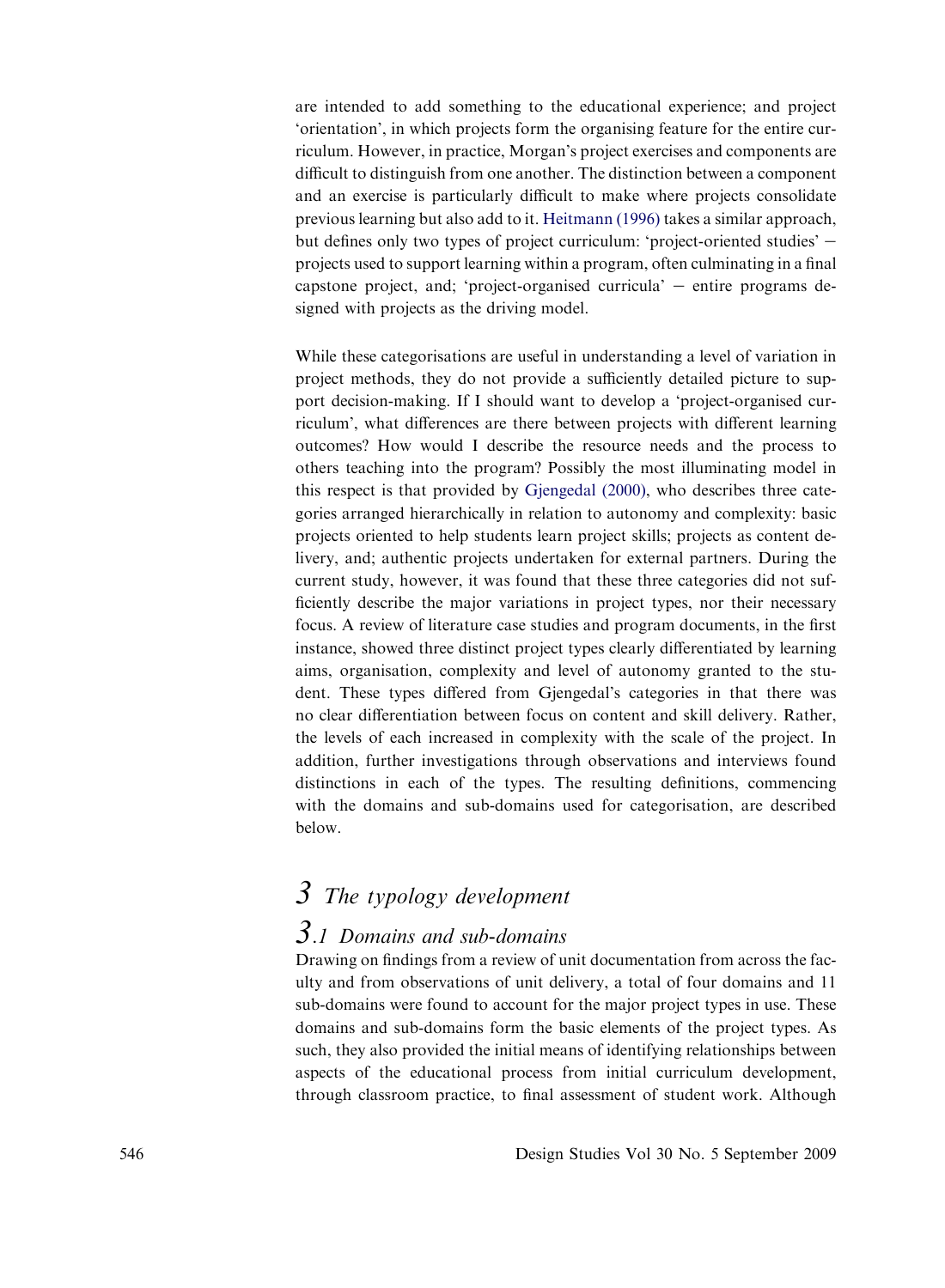are intended to add something to the educational experience; and project 'orientation', in which projects form the organising feature for the entire curriculum. However, in practice, Morgan's project exercises and components are difficult to distinguish from one another. The distinction between a component and an exercise is particularly difficult to make where projects consolidate previous learning but also add to it. Heitmann (1996) takes a similar approach, but defines only two types of project curriculum: 'project-oriented studies' – projects used to support learning within a program, often culminating in a final capstone project, and; 'project-organised curricula' – entire programs designed with projects as the driving model.

While these categorisations are useful in understanding a level of variation in project methods, they do not provide a sufficiently detailed picture to support decision-making. If I should want to develop a 'project-organised curriculum', what differences are there between projects with different learning outcomes? How would I describe the resource needs and the process to others teaching into the program? Possibly the most illuminating model in this respect is that provided by Gjengedal (2000), who describes three categories arranged hierarchically in relation to autonomy and complexity: basic projects oriented to help students learn project skills; projects as content delivery, and; authentic projects undertaken for external partners. During the current study, however, it was found that these three categories did not sufficiently describe the major variations in project types, nor their necessary focus. A review of literature case studies and program documents, in the first instance, showed three distinct project types clearly differentiated by learning aims, organisation, complexity and level of autonomy granted to the student. These types differed from Gjengedal's categories in that there was no clear differentiation between focus on content and skill delivery. Rather, the levels of each increased in complexity with the scale of the project. In addition, further investigations through observations and interviews found distinctions in each of the types. The resulting definitions, commencing with the domains and sub-domains used for categorisation, are described below.

# 3 The typology development

## 3.1 Domains and sub-domains

Drawing on findings from a review of unit documentation from across the faculty and from observations of unit delivery, a total of four domains and 11 sub-domains were found to account for the major project types in use. These domains and sub-domains form the basic elements of the project types. As such, they also provided the initial means of identifying relationships between aspects of the educational process from initial curriculum development, through classroom practice, to final assessment of student work. Although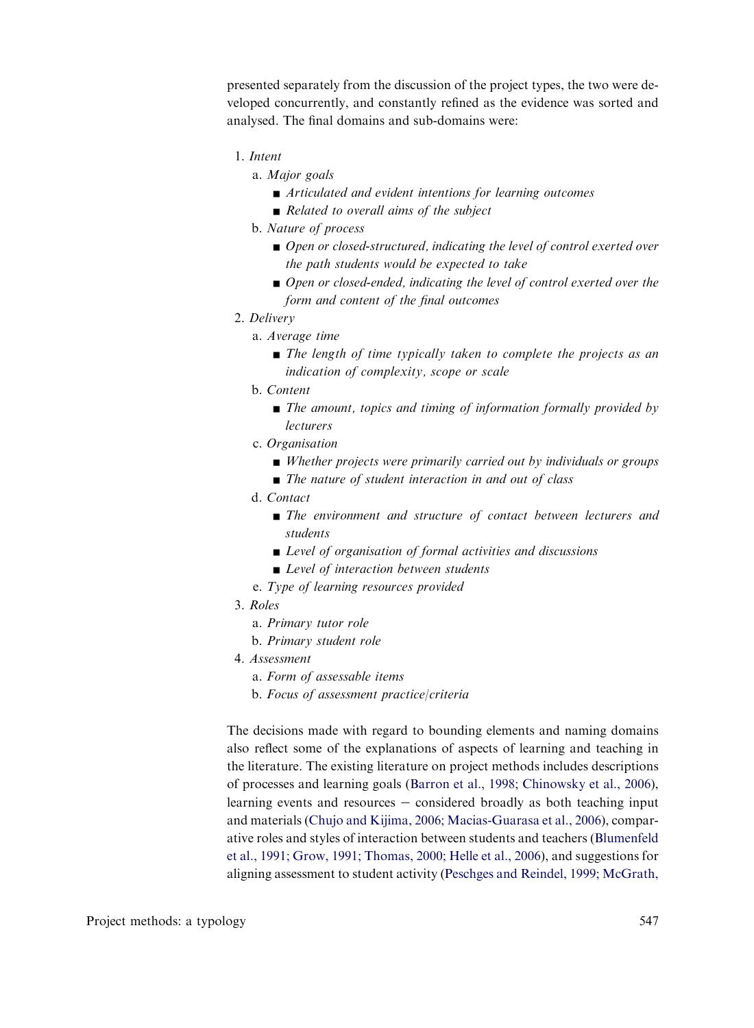presented separately from the discussion of the project types, the two were developed concurrently, and constantly refined as the evidence was sorted and analysed. The final domains and sub-domains were:

1. *Intent*
   a. *Major goals*
      - *Articulated and evident intentions for learning outcomes*
      - *Related to overall aims of the subject*
   
   b. *Nature of process*
      - *Open or closed-structured, indicating the level of control exerted over the path students would be expected to take*
      - *Open or closed-ended, indicating the level of control exerted over the form and content of the final outcomes*
2. *Delivery*
   a. *Average time*
      - *The length of time typically taken to complete the projects as an indication of complexity, scope or scale*
   
   b. *Content*
      - *The amount, topics and timing of information formally provided by lecturers*
   
   c. *Organisation*
      - *Whether projects were primarily carried out by individuals or groups*
      - *The nature of student interaction in and out of class*
   
   d. *Contact*
      - *The environment and structure of contact between lecturers and students*
      - *Level of organisation of formal activities and discussions*
      - *Level of interaction between students*
   
   e. *Type of learning resources provided*
3. *Roles*
   a. *Primary tutor role*
   
   b. *Primary student role*
4. *Assessment*
   a. *Form of assessable items*
   
   b. *Focus of assessment practice/criteria*

The decisions made with regard to bounding elements and naming domains also reflect some of the explanations of aspects of learning and teaching in the literature. The existing literature on project methods includes descriptions of processes and learning goals (Barron et al., 1998; Chinowsky et al., 2006), learning events and resources – considered broadly as both teaching input and materials (Chujo and Kijima, 2006; Macias-Guarasa et al., 2006), comparative roles and styles of interaction between students and teachers (Blumenfeld et al., 1991; Grow, 1991; Thomas, 2000; Helle et al., 2006), and suggestions for aligning assessment to student activity (Peschges and Reindel, 1999; McGrath,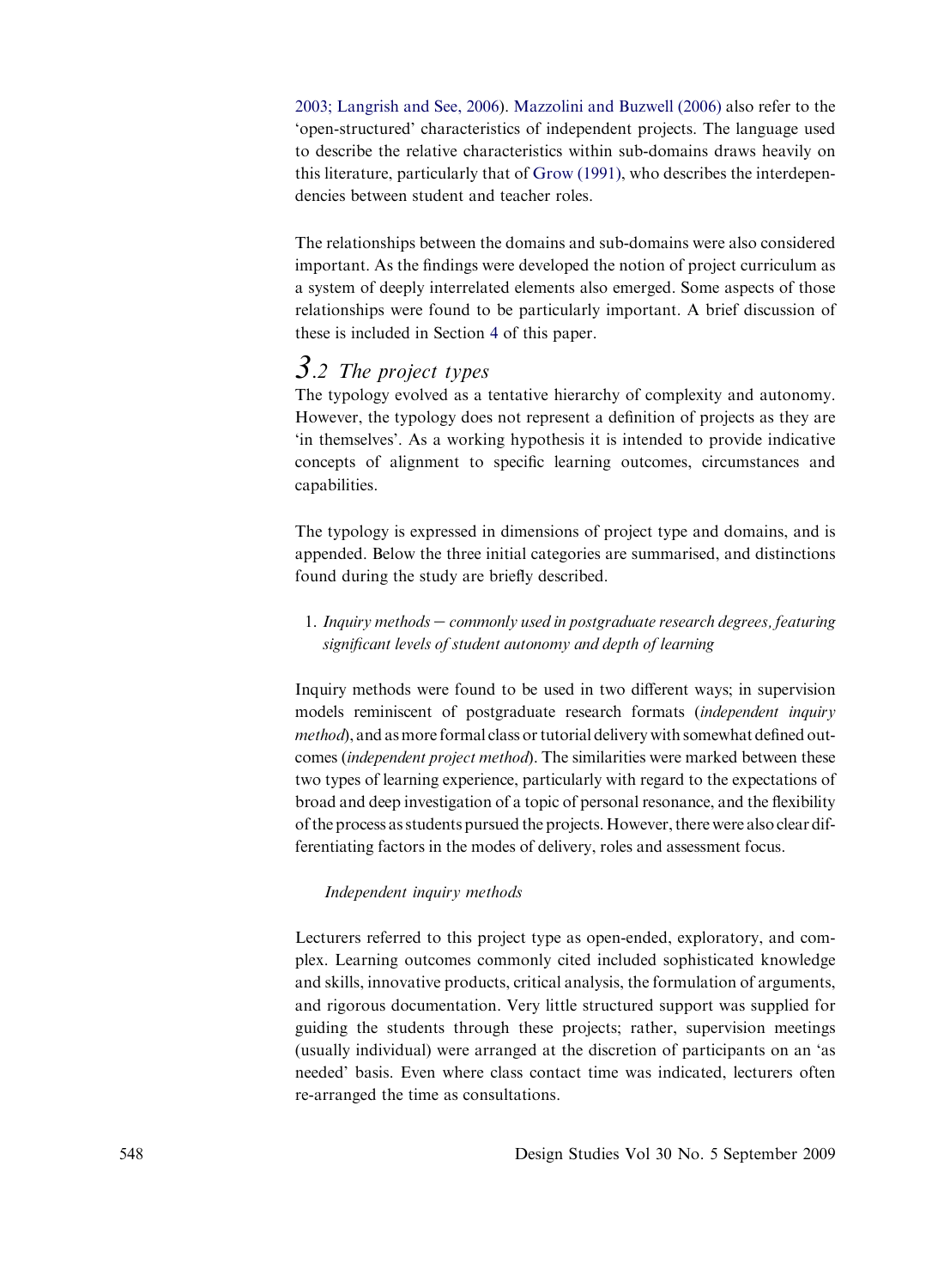2003; Langrish and See, 2006). Mazzolini and Buzwell (2006) also refer to the 'open-structured' characteristics of independent projects. The language used to describe the relative characteristics within sub-domains draws heavily on this literature, particularly that of Grow (1991), who describes the interdependencies between student and teacher roles.

The relationships between the domains and sub-domains were also considered important. As the findings were developed the notion of project curriculum as a system of deeply interrelated elements also emerged. Some aspects of those relationships were found to be particularly important. A brief discussion of these is included in Section 4 of this paper.

## 3.2 The project types

The typology evolved as a tentative hierarchy of complexity and autonomy. However, the typology does not represent a definition of projects as they are 'in themselves'. As a working hypothesis it is intended to provide indicative concepts of alignment to specific learning outcomes, circumstances and capabilities.

The typology is expressed in dimensions of project type and domains, and is appended. Below the three initial categories are summarised, and distinctions found during the study are briefly described.

1. *Inquiry methods – commonly used in postgraduate research degrees, featuring significant levels of student autonomy and depth of learning*

Inquiry methods were found to be used in two different ways; in supervision models reminiscent of postgraduate research formats (*independent inquiry method*), and as more formal class or tutorial delivery with somewhat defined outcomes (*independent project method*). The similarities were marked between these two types of learning experience, particularly with regard to the expectations of broad and deep investigation of a topic of personal resonance, and the flexibility of the process as students pursued the projects. However, there were also clear differentiating factors in the modes of delivery, roles and assessment focus.

*Independent inquiry methods*

Lecturers referred to this project type as open-ended, exploratory, and complex. Learning outcomes commonly cited included sophisticated knowledge and skills, innovative products, critical analysis, the formulation of arguments, and rigorous documentation. Very little structured support was supplied for guiding the students through these projects; rather, supervision meetings (usually individual) were arranged at the discretion of participants on an 'as needed' basis. Even where class contact time was indicated, lecturers often re-arranged the time as consultations.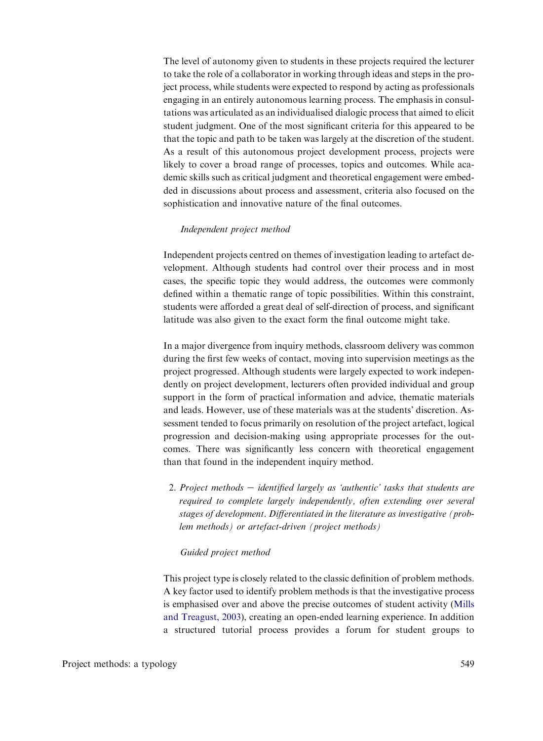The level of autonomy given to students in these projects required the lecturer to take the role of a collaborator in working through ideas and steps in the project process, while students were expected to respond by acting as professionals engaging in an entirely autonomous learning process. The emphasis in consultations was articulated as an individualised dialogic process that aimed to elicit student judgment. One of the most significant criteria for this appeared to be that the topic and path to be taken was largely at the discretion of the student. As a result of this autonomous project development process, projects were likely to cover a broad range of processes, topics and outcomes. While academic skills such as critical judgment and theoretical engagement were embedded in discussions about process and assessment, criteria also focused on the sophistication and innovative nature of the final outcomes.

*Independent project method*

Independent projects centred on themes of investigation leading to artefact development. Although students had control over their process and in most cases, the specific topic they would address, the outcomes were commonly defined within a thematic range of topic possibilities. Within this constraint, students were afforded a great deal of self-direction of process, and significant latitude was also given to the exact form the final outcome might take.

In a major divergence from inquiry methods, classroom delivery was common during the first few weeks of contact, moving into supervision meetings as the project progressed. Although students were largely expected to work independently on project development, lecturers often provided individual and group support in the form of practical information and advice, thematic materials and leads. However, use of these materials was at the students' discretion. Assessment tended to focus primarily on resolution of the project artefact, logical progression and decision-making using appropriate processes for the outcomes. There was significantly less concern with theoretical engagement than that found in the independent inquiry method.

2. *Project methods – identified largely as 'authentic' tasks that students are required to complete largely independently, often extending over several stages of development. Differentiated in the literature as investigative (problem methods) or artefact-driven (project methods)*

*Guided project method*

This project type is closely related to the classic definition of problem methods. A key factor used to identify problem methods is that the investigative process is emphasised over and above the precise outcomes of student activity (Mills and Treagust, 2003), creating an open-ended learning experience. In addition a structured tutorial process provides a forum for student groups to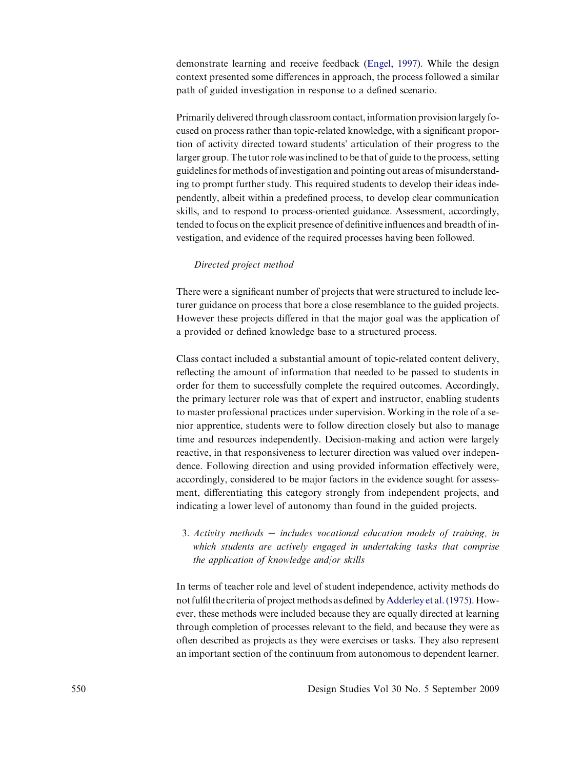demonstrate learning and receive feedback (Engel, 1997). While the design context presented some differences in approach, the process followed a similar path of guided investigation in response to a defined scenario.

Primarily delivered through classroom contact, information provision largely focused on process rather than topic-related knowledge, with a significant proportion of activity directed toward students' articulation of their progress to the larger group. The tutor role was inclined to be that of guide to the process, setting guidelines for methods of investigation and pointing out areas of misunderstanding to prompt further study. This required students to develop their ideas independently, albeit within a predefined process, to develop clear communication skills, and to respond to process-oriented guidance. Assessment, accordingly, tended to focus on the explicit presence of definitive influences and breadth of investigation, and evidence of the required processes having been followed.

*Directed project method*

There were a significant number of projects that were structured to include lecturer guidance on process that bore a close resemblance to the guided projects. However these projects differed in that the major goal was the application of a provided or defined knowledge base to a structured process.

Class contact included a substantial amount of topic-related content delivery, reflecting the amount of information that needed to be passed to students in order for them to successfully complete the required outcomes. Accordingly, the primary lecturer role was that of expert and instructor, enabling students to master professional practices under supervision. Working in the role of a senior apprentice, students were to follow direction closely but also to manage time and resources independently. Decision-making and action were largely reactive, in that responsiveness to lecturer direction was valued over independence. Following direction and using provided information effectively were, accordingly, considered to be major factors in the evidence sought for assessment, differentiating this category strongly from independent projects, and indicating a lower level of autonomy than found in the guided projects.

3. *Activity methods – includes vocational education models of training, in which students are actively engaged in undertaking tasks that comprise the application of knowledge and/or skills*

In terms of teacher role and level of student independence, activity methods do not fulfil the criteria of project methods as defined by Adderley et al. (1975). However, these methods were included because they are equally directed at learning through completion of processes relevant to the field, and because they were as often described as projects as they were exercises or tasks. They also represent an important section of the continuum from autonomous to dependent learner.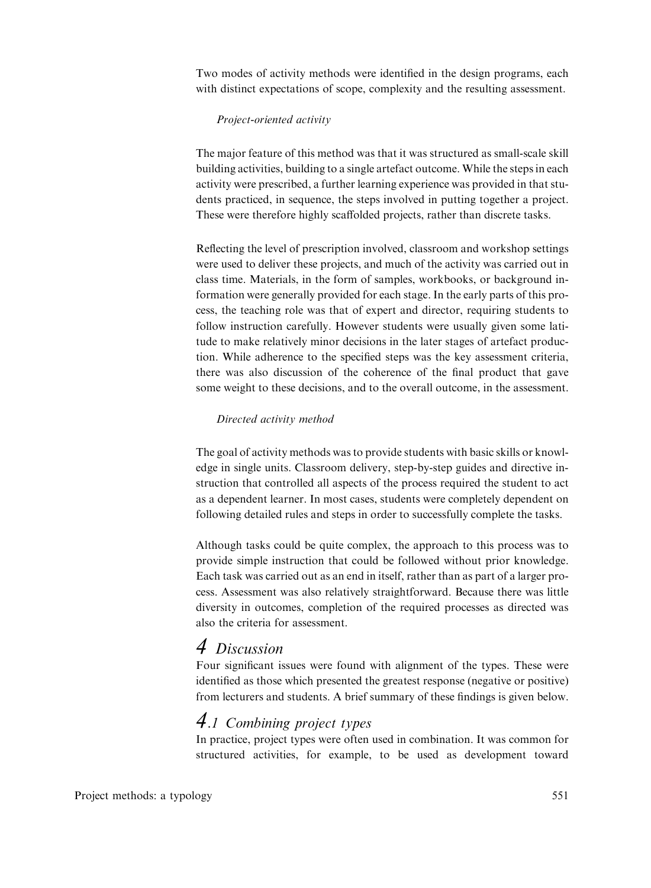Two modes of activity methods were identified in the design programs, each with distinct expectations of scope, complexity and the resulting assessment.

*Project-oriented activity*

The major feature of this method was that it was structured as small-scale skill building activities, building to a single artefact outcome. While the steps in each activity were prescribed, a further learning experience was provided in that students practiced, in sequence, the steps involved in putting together a project. These were therefore highly scaffolded projects, rather than discrete tasks.

Reflecting the level of prescription involved, classroom and workshop settings were used to deliver these projects, and much of the activity was carried out in class time. Materials, in the form of samples, workbooks, or background information were generally provided for each stage. In the early parts of this process, the teaching role was that of expert and director, requiring students to follow instruction carefully. However students were usually given some latitude to make relatively minor decisions in the later stages of artefact production. While adherence to the specified steps was the key assessment criteria, there was also discussion of the coherence of the final product that gave some weight to these decisions, and to the overall outcome, in the assessment.

*Directed activity method*

The goal of activity methods was to provide students with basic skills or knowledge in single units. Classroom delivery, step-by-step guides and directive instruction that controlled all aspects of the process required the student to act as a dependent learner. In most cases, students were completely dependent on following detailed rules and steps in order to successfully complete the tasks.

Although tasks could be quite complex, the approach to this process was to provide simple instruction that could be followed without prior knowledge. Each task was carried out as an end in itself, rather than as part of a larger process. Assessment was also relatively straightforward. Because there was little diversity in outcomes, completion of the required processes as directed was also the criteria for assessment.

# 4 Discussion

Four significant issues were found with alignment of the types. These were identified as those which presented the greatest response (negative or positive) from lecturers and students. A brief summary of these findings is given below.

## 4.1 Combining project types

In practice, project types were often used in combination. It was common for structured activities, for example, to be used as development toward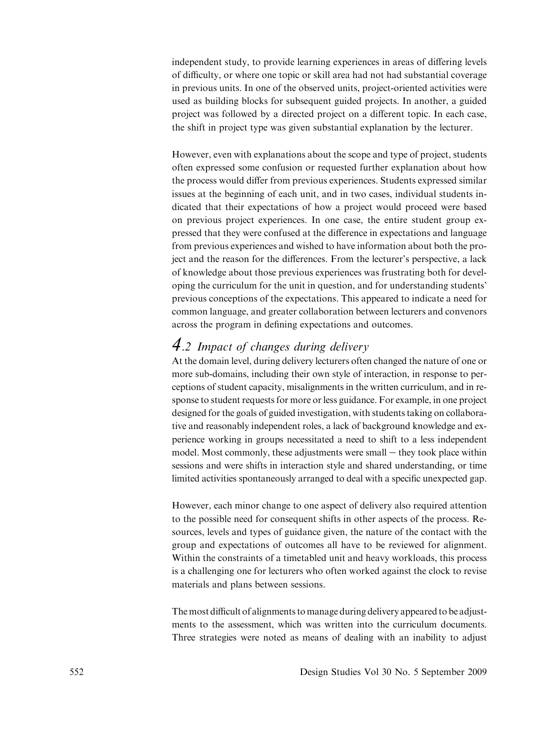independent study, to provide learning experiences in areas of differing levels of difficulty, or where one topic or skill area had not had substantial coverage in previous units. In one of the observed units, project-oriented activities were used as building blocks for subsequent guided projects. In another, a guided project was followed by a directed project on a different topic. In each case, the shift in project type was given substantial explanation by the lecturer.

However, even with explanations about the scope and type of project, students often expressed some confusion or requested further explanation about how the process would differ from previous experiences. Students expressed similar issues at the beginning of each unit, and in two cases, individual students indicated that their expectations of how a project would proceed were based on previous project experiences. In one case, the entire student group expressed that they were confused at the difference in expectations and language from previous experiences and wished to have information about both the project and the reason for the differences. From the lecturer's perspective, a lack of knowledge about those previous experiences was frustrating both for developing the curriculum for the unit in question, and for understanding students' previous conceptions of the expectations. This appeared to indicate a need for common language, and greater collaboration between lecturers and convenors across the program in defining expectations and outcomes.

## 4.2 Impact of changes during delivery

At the domain level, during delivery lecturers often changed the nature of one or more sub-domains, including their own style of interaction, in response to perceptions of student capacity, misalignments in the written curriculum, and in response to student requests for more or less guidance. For example, in one project designed for the goals of guided investigation, with students taking on collaborative and reasonably independent roles, a lack of background knowledge and experience working in groups necessitated a need to shift to a less independent model. Most commonly, these adjustments were small – they took place within sessions and were shifts in interaction style and shared understanding, or time limited activities spontaneously arranged to deal with a specific unexpected gap.

However, each minor change to one aspect of delivery also required attention to the possible need for consequent shifts in other aspects of the process. Resources, levels and types of guidance given, the nature of the contact with the group and expectations of outcomes all have to be reviewed for alignment. Within the constraints of a timetabled unit and heavy workloads, this process is a challenging one for lecturers who often worked against the clock to revise materials and plans between sessions.

The most difficult of alignments to manage during delivery appeared to be adjustments to the assessment, which was written into the curriculum documents. Three strategies were noted as means of dealing with an inability to adjust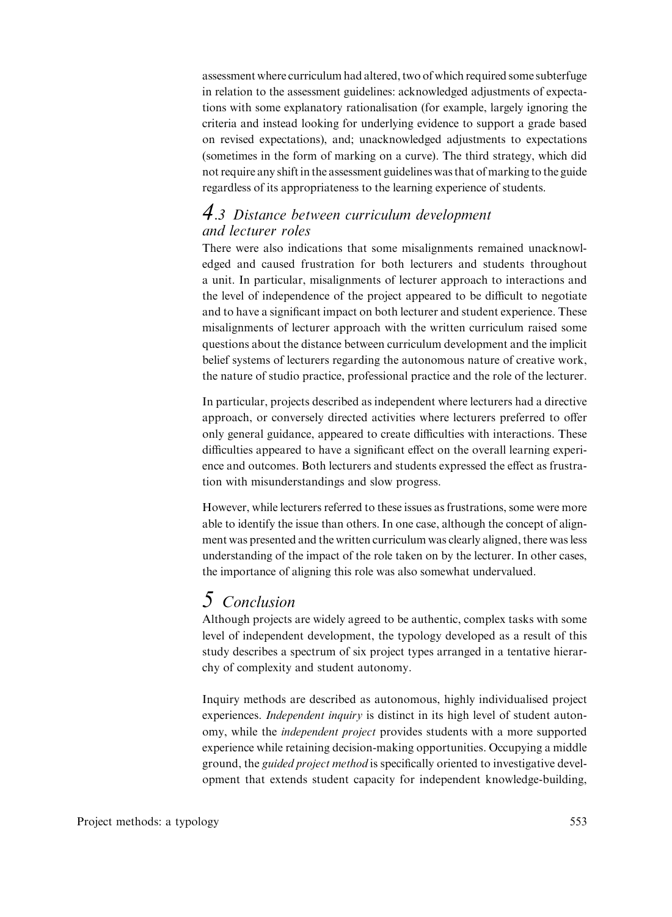assessment where curriculum had altered, two of which required some subterfuge in relation to the assessment guidelines: acknowledged adjustments of expectations with some explanatory rationalisation (for example, largely ignoring the criteria and instead looking for underlying evidence to support a grade based on revised expectations), and; unacknowledged adjustments to expectations (sometimes in the form of marking on a curve). The third strategy, which did not require any shift in the assessment guidelines was that of marking to the guide regardless of its appropriateness to the learning experience of students.

### 4.3 Distance between curriculum development and lecturer roles

There were also indications that some misalignments remained unacknowledged and caused frustration for both lecturers and students throughout a unit. In particular, misalignments of lecturer approach to interactions and the level of independence of the project appeared to be difficult to negotiate and to have a significant impact on both lecturer and student experience. These misalignments of lecturer approach with the written curriculum raised some questions about the distance between curriculum development and the implicit belief systems of lecturers regarding the autonomous nature of creative work, the nature of studio practice, professional practice and the role of the lecturer.

In particular, projects described as independent where lecturers had a directive approach, or conversely directed activities where lecturers preferred to offer only general guidance, appeared to create difficulties with interactions. These difficulties appeared to have a significant effect on the overall learning experience and outcomes. Both lecturers and students expressed the effect as frustration with misunderstandings and slow progress.

However, while lecturers referred to these issues as frustrations, some were more able to identify the issue than others. In one case, although the concept of alignment was presented and the written curriculum was clearly aligned, there was less understanding of the impact of the role taken on by the lecturer. In other cases, the importance of aligning this role was also somewhat undervalued.

## 5 Conclusion

Although projects are widely agreed to be authentic, complex tasks with some level of independent development, the typology developed as a result of this study describes a spectrum of six project types arranged in a tentative hierarchy of complexity and student autonomy.

Inquiry methods are described as autonomous, highly individualised project experiences. *Independent inquiry* is distinct in its high level of student autonomy, while the *independent project* provides students with a more supported experience while retaining decision-making opportunities. Occupying a middle ground, the *guided project method* is specifically oriented to investigative development that extends student capacity for independent knowledge-building,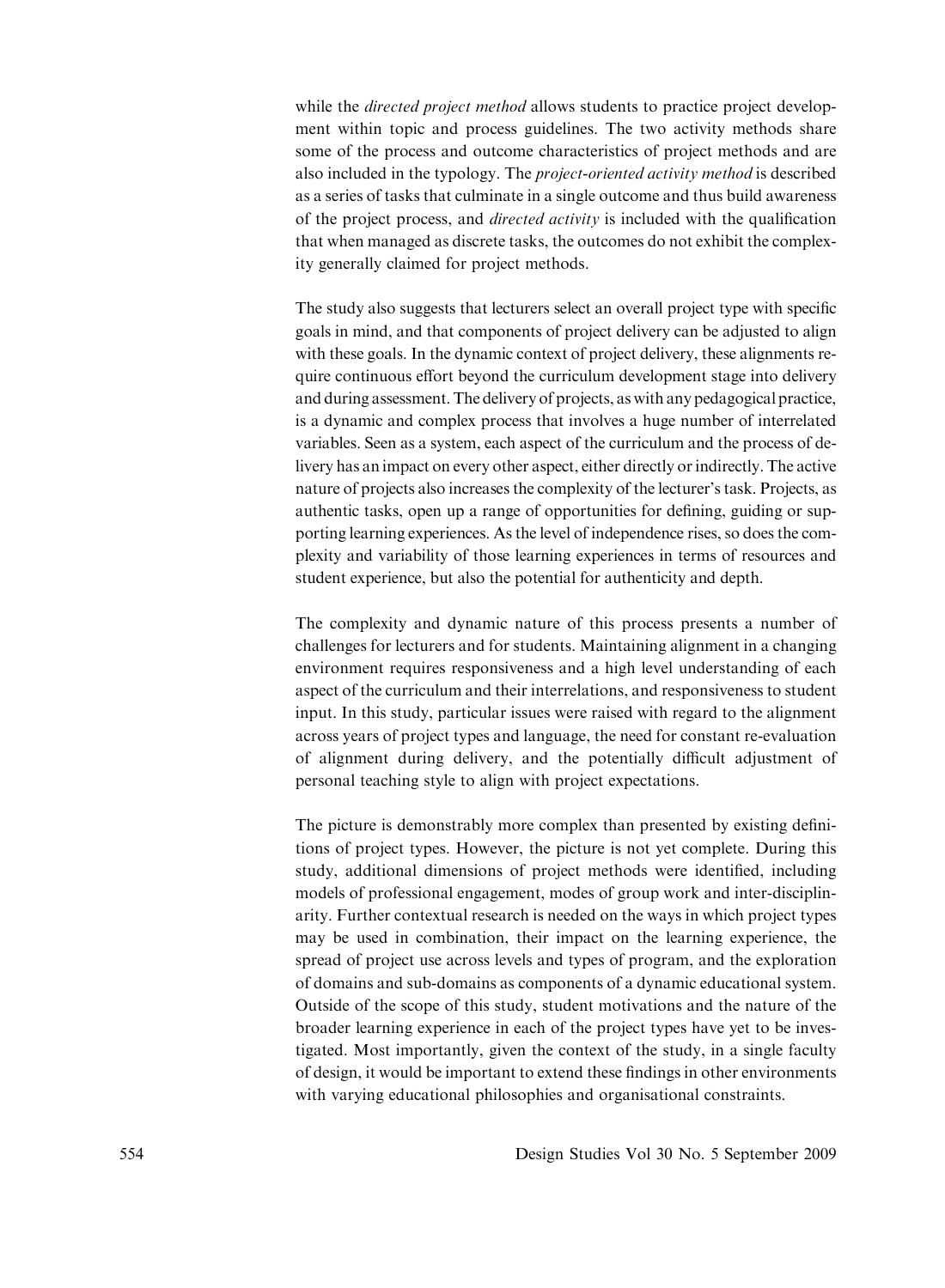while the *directed project method* allows students to practice project development within topic and process guidelines. The two activity methods share some of the process and outcome characteristics of project methods and are also included in the typology. The *project-oriented activity method* is described as a series of tasks that culminate in a single outcome and thus build awareness of the project process, and *directed activity* is included with the qualification that when managed as discrete tasks, the outcomes do not exhibit the complexity generally claimed for project methods.

The study also suggests that lecturers select an overall project type with specific goals in mind, and that components of project delivery can be adjusted to align with these goals. In the dynamic context of project delivery, these alignments require continuous effort beyond the curriculum development stage into delivery and during assessment. The delivery of projects, as with any pedagogical practice, is a dynamic and complex process that involves a huge number of interrelated variables. Seen as a system, each aspect of the curriculum and the process of delivery has an impact on every other aspect, either directly or indirectly. The active nature of projects also increases the complexity of the lecturer's task. Projects, as authentic tasks, open up a range of opportunities for defining, guiding or supporting learning experiences. As the level of independence rises, so does the complexity and variability of those learning experiences in terms of resources and student experience, but also the potential for authenticity and depth.

The complexity and dynamic nature of this process presents a number of challenges for lecturers and for students. Maintaining alignment in a changing environment requires responsiveness and a high level understanding of each aspect of the curriculum and their interrelations, and responsiveness to student input. In this study, particular issues were raised with regard to the alignment across years of project types and language, the need for constant re-evaluation of alignment during delivery, and the potentially difficult adjustment of personal teaching style to align with project expectations.

The picture is demonstrably more complex than presented by existing definitions of project types. However, the picture is not yet complete. During this study, additional dimensions of project methods were identified, including models of professional engagement, modes of group work and inter-disciplinarity. Further contextual research is needed on the ways in which project types may be used in combination, their impact on the learning experience, the spread of project use across levels and types of program, and the exploration of domains and sub-domains as components of a dynamic educational system. Outside of the scope of this study, student motivations and the nature of the broader learning experience in each of the project types have yet to be investigated. Most importantly, given the context of the study, in a single faculty of design, it would be important to extend these findings in other environments with varying educational philosophies and organisational constraints.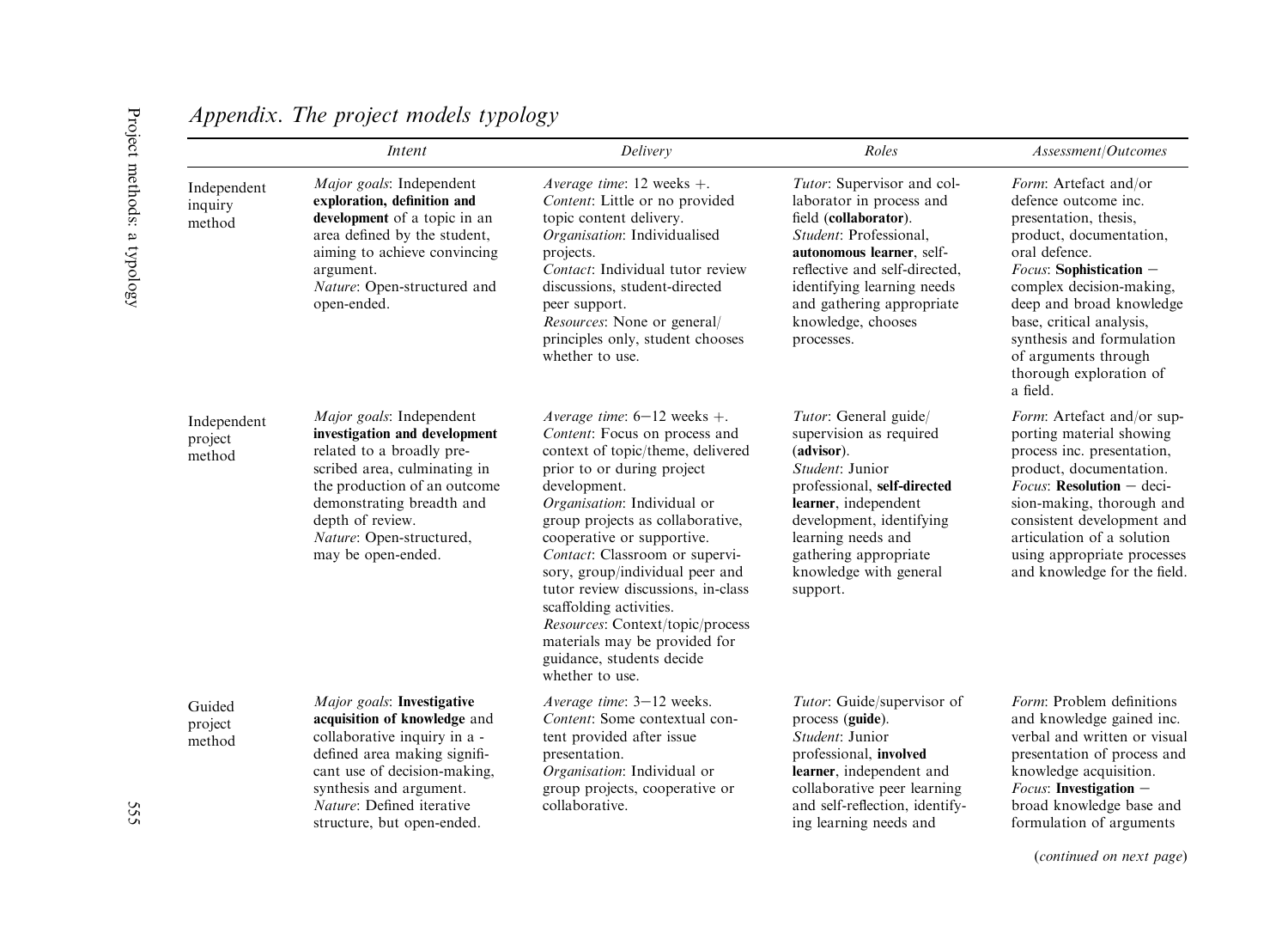## Appendix. The project models typology

| | Intent | Delivery | Roles | Assessment/Outcomes |
|---|---|---|---|---|
| Independent inquiry method | *Major goals*: Independent **exploration, definition and development** of a topic in an area defined by the student, aiming to achieve convincing argument.<br>*Nature*: Open-structured and open-ended. | *Average time*: 12 weeks +.<br>*Content*: Little or no provided topic content delivery.<br>*Organisation*: Individualised projects.<br>*Contact*: Individual tutor review discussions, student-directed peer support.<br>*Resources*: None or general/principles only, student chooses whether to use. | *Tutor*: Supervisor and collaborator in process and field (**collaborator**).<br>*Student*: Professional, **autonomous learner**, self-reflective and self-directed, identifying learning needs and gathering appropriate knowledge, chooses processes. | *Form*: Artefact and/or defence outcome inc. presentation, thesis, product, documentation, oral defence.<br>*Focus*: **Sophistication** – complex decision-making, deep and broad knowledge base, critical analysis, synthesis and formulation of arguments through thorough exploration of a field. |
| Independent project method | *Major goals*: Independent **investigation and development** related to a broadly prescribed area, culminating in the production of an outcome demonstrating breadth and depth of review.<br>*Nature*: Open-structured, may be open-ended. | *Average time*: 6–12 weeks +.<br>*Content*: Focus on process and context of topic/theme, delivered prior to or during project development.<br>*Organisation*: Individual or group projects as collaborative, cooperative or supportive.<br>*Contact*: Classroom or supervisory, group/individual peer and tutor review discussions, in-class scaffolding activities.<br>*Resources*: Context/topic/process materials may be provided for guidance, students decide whether to use. | *Tutor*: General guide/supervision as required (**advisor**).<br>*Student*: Junior professional, **self-directed learner**, independent development, identifying learning needs and gathering appropriate knowledge with general support. | *Form*: Artefact and/or supporting material showing process inc. presentation, product, documentation.<br>*Focus*: **Resolution** – decision-making, thorough and consistent development and articulation of a solution using appropriate processes and knowledge for the field. |
| Guided project method | *Major goals*: **Investigative acquisition of knowledge** and collaborative inquiry in a -defined area making significant use of decision-making, synthesis and argument.<br>*Nature*: Defined iterative structure, but open-ended. | *Average time*: 3–12 weeks.<br>*Content*: Some contextual content provided after issue presentation.<br>*Organisation*: Individual or group projects, cooperative or collaborative. | *Tutor*: Guide/supervisor of process (**guide**).<br>*Student*: Junior professional, **involved learner**, independent and collaborative peer learning and self-reflection, identifying learning needs and | *Form*: Problem definitions and knowledge gained inc. verbal and written or visual presentation of process and knowledge acquisition.<br>*Focus*: **Investigation** – broad knowledge base and formulation of arguments |

(*continued on next page*)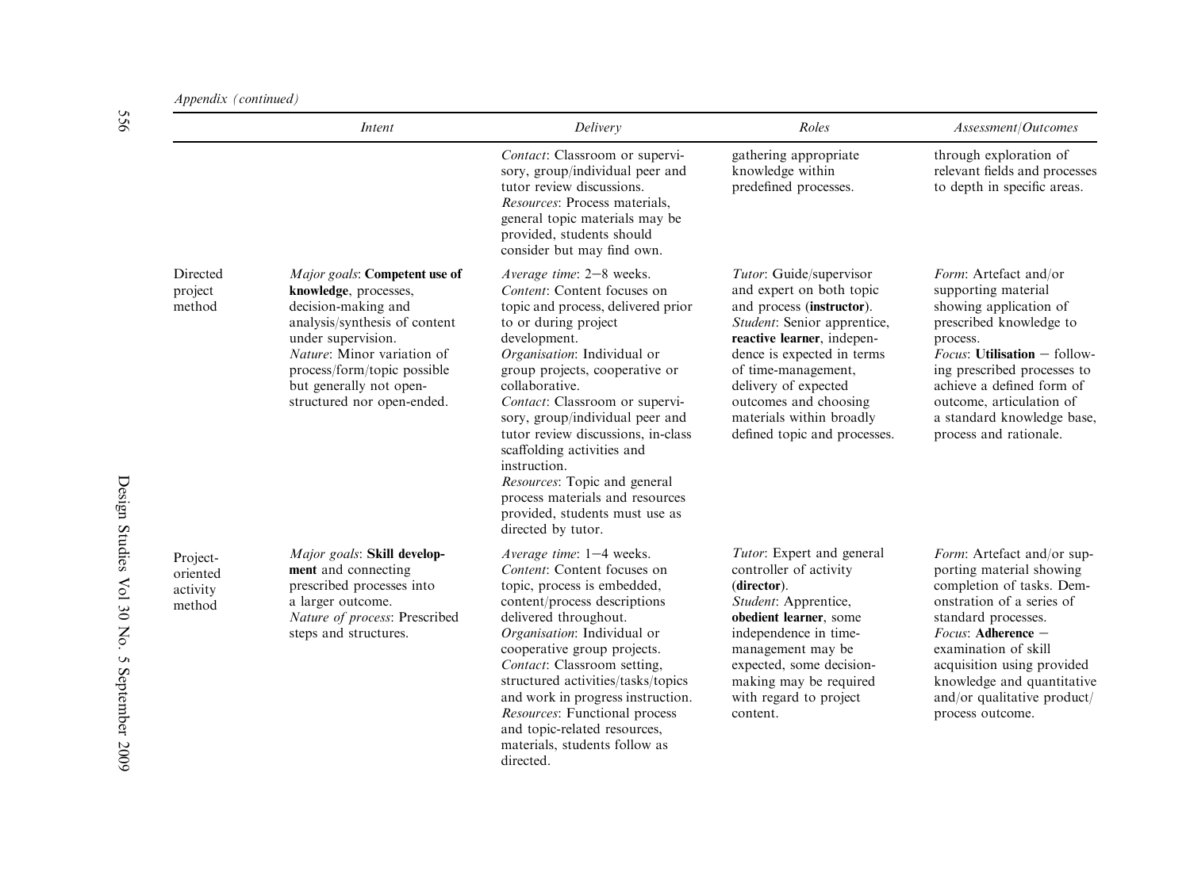*Appendix (continued)*

| | *Intent* | *Delivery* | *Roles* | *Assessment/Outcomes* |
|---|---|---|---|---|
| | | *Contact*: Classroom or supervisory, group/individual peer and tutor review discussions. *Resources*: Process materials, general topic materials may be provided, students should consider but may find own. | gathering appropriate knowledge within predefined processes. | through exploration of relevant fields and processes to depth in specific areas. |
| Directed project method | *Major goals*: **Competent use of knowledge**, processes, decision-making and analysis/synthesis of content under supervision. *Nature*: Minor variation of process/form/topic possible but generally not open-structured nor open-ended. | *Average time*: 2–8 weeks. *Content*: Content focuses on topic and process, delivered prior to or during project development. *Organisation*: Individual or group projects, cooperative or collaborative. *Contact*: Classroom or supervisory, group/individual peer and tutor review discussions, in-class scaffolding activities and instruction. *Resources*: Topic and general process materials and resources provided, students must use as directed by tutor. | *Tutor*: Guide/supervisor and expert on both topic and process (**instructor**). *Student*: Senior apprentice, **reactive learner**, independence is expected in terms of time-management, delivery of expected outcomes and choosing materials within broadly defined topic and processes. | *Form*: Artefact and/or supporting material showing application of prescribed knowledge to process. *Focus*: **Utilisation** – following prescribed processes to achieve a defined form of outcome, articulation of a standard knowledge base, process and rationale. |
| Project-oriented activity method | *Major goals*: **Skill development** and connecting prescribed processes into a larger outcome. *Nature of process*: Prescribed steps and structures. | *Average time*: 1–4 weeks. *Content*: Content focuses on topic, process is embedded, content/process descriptions delivered throughout. *Organisation*: Individual or cooperative group projects. *Contact*: Classroom setting, structured activities/tasks/topics and work in progress instruction. *Resources*: Functional process and topic-related resources, materials, students follow as directed. | *Tutor*: Expert and general controller of activity (**director**). *Student*: Apprentice, **obedient learner**, some independence in time-management may be expected, some decision-making may be required with regard to project content. | *Form*: Artefact and/or supporting material showing completion of tasks. Demonstration of a series of standard processes. *Focus*: **Adherence** – examination of skill acquisition using provided knowledge and quantitative and/or qualitative product/process outcome. |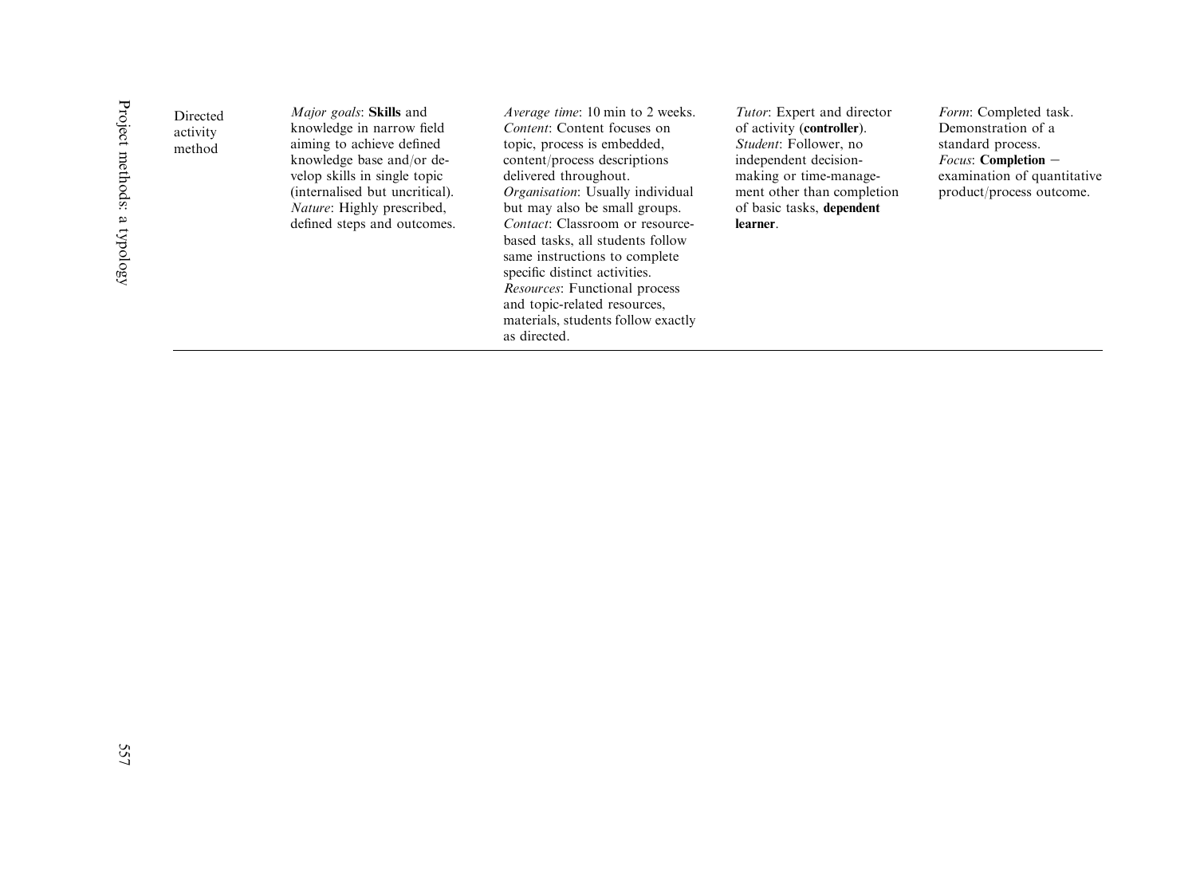| | | | | |
|---|---|---|---|---|
| Directed activity method | *Major goals*: **Skills** and knowledge in narrow field aiming to achieve defined knowledge base and/or develop skills in single topic (internalised but uncritical). *Nature*: Highly prescribed, defined steps and outcomes. | *Average time*: 10 min to 2 weeks. *Content*: Content focuses on topic, process is embedded, content/process descriptions delivered throughout. *Organisation*: Usually individual but may also be small groups. *Contact*: Classroom or resource-based tasks, all students follow same instructions to complete specific distinct activities. *Resources*: Functional process and topic-related resources, materials, students follow exactly as directed. | *Tutor*: Expert and director of activity (**controller**). *Student*: Follower, no independent decision-making or time-management other than completion of basic tasks, **dependent learner**. | *Form*: Completed task. Demonstration of a standard process. *Focus*: **Completion** – examination of quantitative product/process outcome. |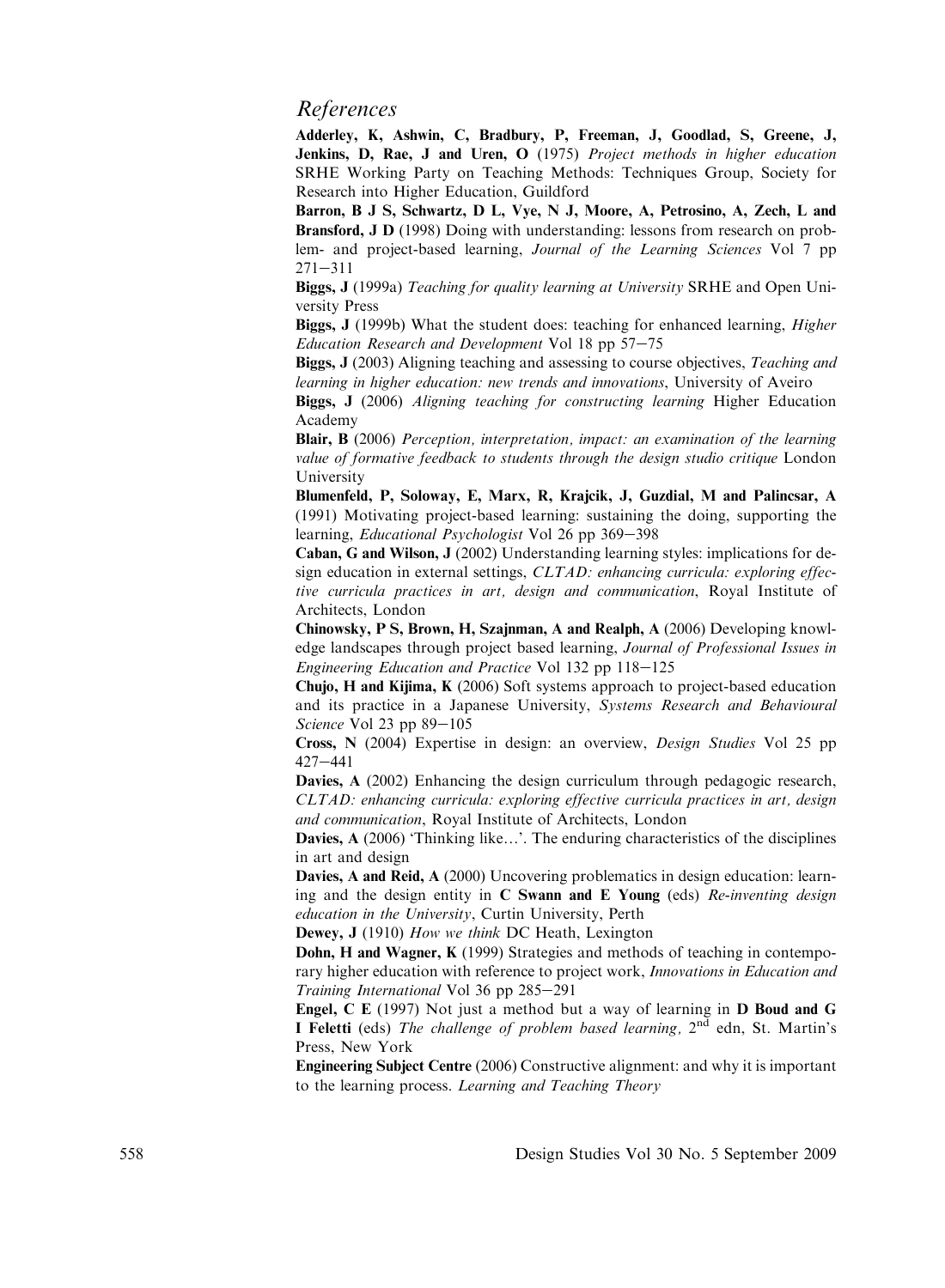## References

**Adderley, K, Ashwin, C, Bradbury, P, Freeman, J, Goodlad, S, Greene, J, Jenkins, D, Rae, J and Uren, O** (1975) *Project methods in higher education* SRHE Working Party on Teaching Methods: Techniques Group, Society for Research into Higher Education, Guildford

**Barron, B J S, Schwartz, D L, Vye, N J, Moore, A, Petrosino, A, Zech, L and Bransford, J D** (1998) Doing with understanding: lessons from research on problem- and project-based learning, *Journal of the Learning Sciences* Vol 7 pp 271–311

**Biggs, J** (1999a) *Teaching for quality learning at University* SRHE and Open University Press

**Biggs, J** (1999b) What the student does: teaching for enhanced learning, *Higher Education Research and Development* Vol 18 pp 57–75

**Biggs, J** (2003) Aligning teaching and assessing to course objectives, *Teaching and learning in higher education: new trends and innovations*, University of Aveiro

**Biggs, J** (2006) *Aligning teaching for constructing learning* Higher Education Academy

**Blair, B** (2006) *Perception, interpretation, impact: an examination of the learning value of formative feedback to students through the design studio critique* London University

**Blumenfeld, P, Soloway, E, Marx, R, Krajcik, J, Guzdial, M and Palincsar, A** (1991) Motivating project-based learning: sustaining the doing, supporting the learning, *Educational Psychologist* Vol 26 pp 369–398

**Caban, G and Wilson, J** (2002) Understanding learning styles: implications for design education in external settings, *CLTAD: enhancing curricula: exploring effective curricula practices in art, design and communication*, Royal Institute of Architects, London

**Chinowsky, P S, Brown, H, Szajnman, A and Realph, A** (2006) Developing knowledge landscapes through project based learning, *Journal of Professional Issues in Engineering Education and Practice* Vol 132 pp 118–125

**Chujo, H and Kijima, K** (2006) Soft systems approach to project-based education and its practice in a Japanese University, *Systems Research and Behavioural Science* Vol 23 pp 89–105

**Cross, N** (2004) Expertise in design: an overview, *Design Studies* Vol 25 pp 427–441

**Davies, A** (2002) Enhancing the design curriculum through pedagogic research, *CLTAD: enhancing curricula: exploring effective curricula practices in art, design and communication*, Royal Institute of Architects, London

**Davies, A** (2006) 'Thinking like…'. The enduring characteristics of the disciplines in art and design

**Davies, A and Reid, A** (2000) Uncovering problematics in design education: learning and the design entity in **C Swann and E Young** (eds) *Re-inventing design education in the University*, Curtin University, Perth

**Dewey, J** (1910) *How we think* DC Heath, Lexington

**Dohn, H and Wagner, K** (1999) Strategies and methods of teaching in contemporary higher education with reference to project work, *Innovations in Education and Training International* Vol 36 pp 285–291

**Engel, C E** (1997) Not just a method but a way of learning in **D Boud and G I Feletti** (eds) *The challenge of problem based learning,* 2nd edn, St. Martin's Press, New York

**Engineering Subject Centre** (2006) Constructive alignment: and why it is important to the learning process. *Learning and Teaching Theory*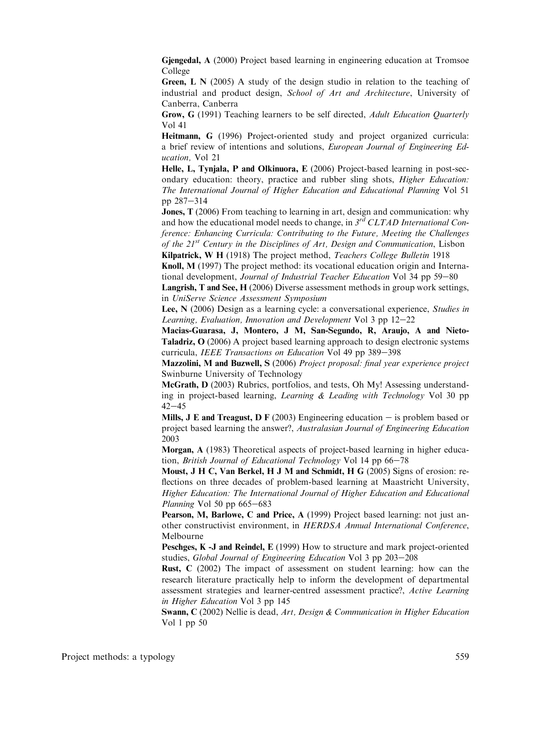**Gjengedal, A** (2000) Project based learning in engineering education at Tromsoe College

**Green, L N** (2005) A study of the design studio in relation to the teaching of industrial and product design, *School of Art and Architecture*, University of Canberra, Canberra

**Grow, G** (1991) Teaching learners to be self directed, *Adult Education Quarterly* Vol 41

**Heitmann, G** (1996) Project-oriented study and project organized curricula: a brief review of intentions and solutions, *European Journal of Engineering Education,* Vol 21

**Helle, L, Tynjala, P and Olkinuora, E** (2006) Project-based learning in post-secondary education: theory, practice and rubber sling shots, *Higher Education: The International Journal of Higher Education and Educational Planning* Vol 51 pp 287–314

**Jones, T** (2006) From teaching to learning in art, design and communication: why and how the educational model needs to change, in *3rd CLTAD International Conference: Enhancing Curricula: Contributing to the Future, Meeting the Challenges of the 21st Century in the Disciplines of Art, Design and Communication*, Lisbon

**Kilpatrick, W H** (1918) The project method, *Teachers College Bulletin* 1918

**Knoll, M** (1997) The project method: its vocational education origin and International development, *Journal of Industrial Teacher Education* Vol 34 pp 59–80

**Langrish, T and See, H** (2006) Diverse assessment methods in group work settings, in *UniServe Science Assessment Symposium*

**Lee, N** (2006) Design as a learning cycle: a conversational experience, *Studies in Learning, Evaluation, Innovation and Development* Vol 3 pp 12–22

**Macias-Guarasa, J, Montero, J M, San-Segundo, R, Araujo, A and Nieto-Taladriz, O** (2006) A project based learning approach to design electronic systems curricula, *IEEE Transactions on Education* Vol 49 pp 389–398

**Mazzolini, M and Buzwell, S** (2006) *Project proposal: final year experience project* Swinburne University of Technology

**McGrath, D** (2003) Rubrics, portfolios, and tests, Oh My! Assessing understanding in project-based learning, *Learning & Leading with Technology* Vol 30 pp 42–45

**Mills, J E and Treagust, D F** (2003) Engineering education – is problem based or project based learning the answer?, *Australasian Journal of Engineering Education* 2003

**Morgan, A** (1983) Theoretical aspects of project-based learning in higher education, *British Journal of Educational Technology* Vol 14 pp 66–78

**Moust, J H C, Van Berkel, H J M and Schmidt, H G** (2005) Signs of erosion: reflections on three decades of problem-based learning at Maastricht University, *Higher Education: The International Journal of Higher Education and Educational Planning* Vol 50 pp 665–683

**Pearson, M, Barlowe, C and Price, A** (1999) Project based learning: not just another constructivist environment, in *HERDSA Annual International Conference*, Melbourne

**Peschges, K -J and Reindel, E** (1999) How to structure and mark project-oriented studies, *Global Journal of Engineering Education* Vol 3 pp 203–208

**Rust, C** (2002) The impact of assessment on student learning: how can the research literature practically help to inform the development of departmental assessment strategies and learner-centred assessment practice?, *Active Learning in Higher Education* Vol 3 pp 145

**Swann, C** (2002) Nellie is dead, *Art, Design & Communication in Higher Education* Vol 1 pp 50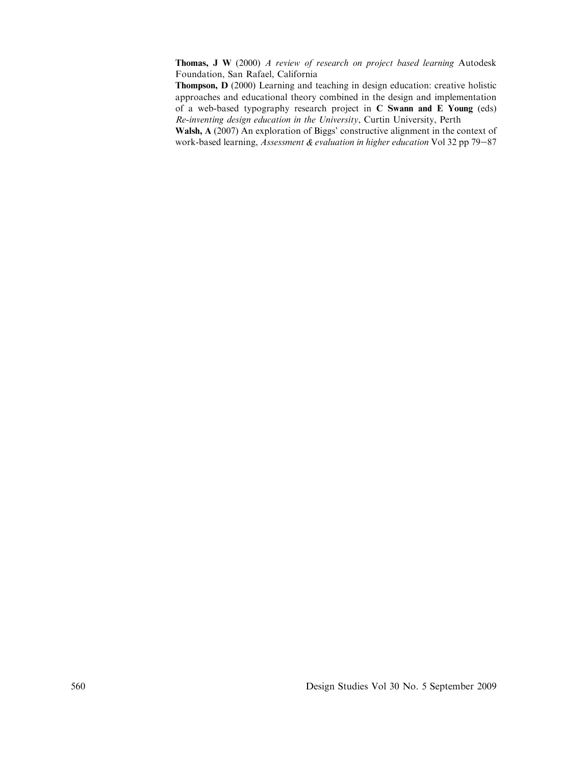**Thomas, J W** (2000) *A review of research on project based learning* Autodesk Foundation, San Rafael, California

**Thompson, D** (2000) Learning and teaching in design education: creative holistic approaches and educational theory combined in the design and implementation of a web-based typography research project in **C Swann and E Young** (eds) *Re-inventing design education in the University*, Curtin University, Perth

**Walsh, A** (2007) An exploration of Biggs' constructive alignment in the context of work-based learning, *Assessment & evaluation in higher education* Vol 32 pp 79–87